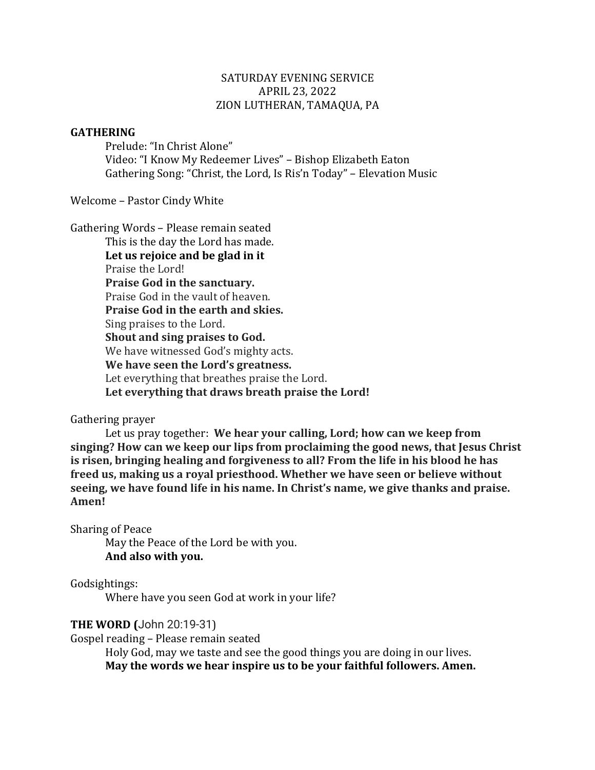SATURDAY EVENING SERVICE
APRIL 23, 2022
ZION LUTHERAN, TAMAQUA, PA

**GATHERING**

Prelude: "In Christ Alone"
Video: "I Know My Redeemer Lives" – Bishop Elizabeth Eaton
Gathering Song: "Christ, the Lord, Is Ris'n Today" – Elevation Music

Welcome – Pastor Cindy White

Gathering Words – Please remain seated

This is the day the Lord has made.
**Let us rejoice and be glad in it**
Praise the Lord!
**Praise God in the sanctuary.**
Praise God in the vault of heaven.
**Praise God in the earth and skies.**
Sing praises to the Lord.
**Shout and sing praises to God.**
We have witnessed God's mighty acts.
**We have seen the Lord's greatness.**
Let everything that breathes praise the Lord.
**Let everything that draws breath praise the Lord!**

Gathering prayer

Let us pray together: **We hear your calling, Lord; how can we keep from singing? How can we keep our lips from proclaiming the good news, that Jesus Christ is risen, bringing healing and forgiveness to all? From the life in his blood he has freed us, making us a royal priesthood. Whether we have seen or believe without seeing, we have found life in his name. In Christ's name, we give thanks and praise. Amen!**

Sharing of Peace

May the Peace of the Lord be with you.
**And also with you.**

Godsightings:

Where have you seen God at work in your life?

**THE WORD (**John 20:19-31)

Gospel reading – Please remain seated

Holy God, may we taste and see the good things you are doing in our lives.
**May the words we hear inspire us to be your faithful followers. Amen.**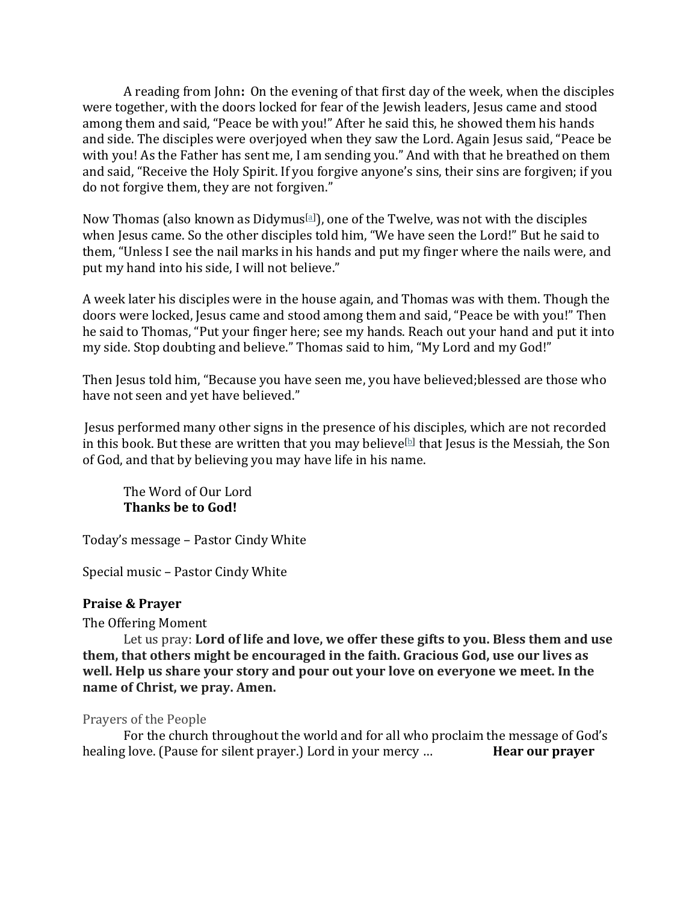A reading from John**:** On the evening of that first day of the week, when the disciples were together, with the doors locked for fear of the Jewish leaders, Jesus came and stood among them and said, "Peace be with you!" After he said this, he showed them his hands and side. The disciples were overjoyed when they saw the Lord. Again Jesus said, "Peace be with you! As the Father has sent me, I am sending you." And with that he breathed on them and said, "Receive the Holy Spirit. If you forgive anyone's sins, their sins are forgiven; if you do not forgive them, they are not forgiven."

Now Thomas (also known as Didymus[a]), one of the Twelve, was not with the disciples when Jesus came. So the other disciples told him, "We have seen the Lord!" But he said to them, "Unless I see the nail marks in his hands and put my finger where the nails were, and put my hand into his side, I will not believe."

A week later his disciples were in the house again, and Thomas was with them. Though the doors were locked, Jesus came and stood among them and said, "Peace be with you!" Then he said to Thomas, "Put your finger here; see my hands. Reach out your hand and put it into my side. Stop doubting and believe." Thomas said to him, "My Lord and my God!"

Then Jesus told him, "Because you have seen me, you have believed;blessed are those who have not seen and yet have believed."

Jesus performed many other signs in the presence of his disciples, which are not recorded in this book. But these are written that you may believe[b] that Jesus is the Messiah, the Son of God, and that by believing you may have life in his name.

The Word of Our Lord
**Thanks be to God!**

Today's message – Pastor Cindy White

Special music – Pastor Cindy White

**Praise & Prayer**

The Offering Moment

Let us pray: **Lord of life and love, we offer these gifts to you. Bless them and use them, that others might be encouraged in the faith. Gracious God, use our lives as well. Help us share your story and pour out your love on everyone we meet. In the name of Christ, we pray. Amen.**

Prayers of the People

For the church throughout the world and for all who proclaim the message of God's healing love. (Pause for silent prayer.) Lord in your mercy … **Hear our prayer**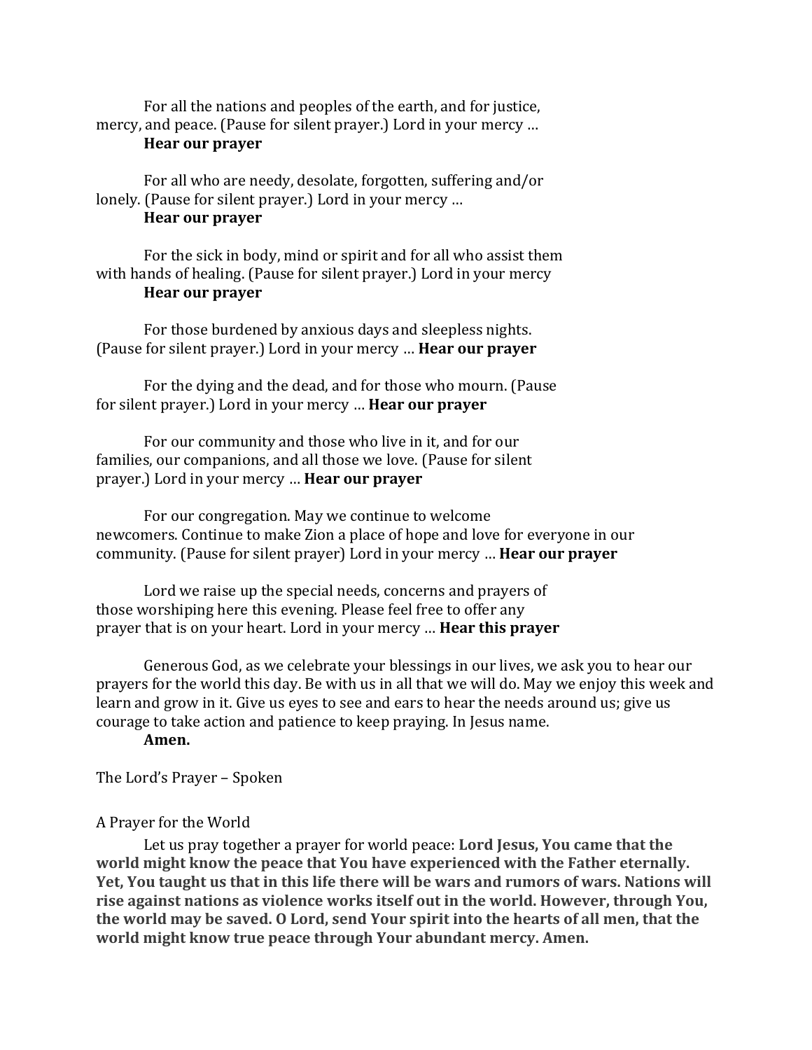For all the nations and peoples of the earth, and for justice, mercy, and peace. (Pause for silent prayer.) Lord in your mercy …
**Hear our prayer**

For all who are needy, desolate, forgotten, suffering and/or lonely. (Pause for silent prayer.) Lord in your mercy …
**Hear our prayer**

For the sick in body, mind or spirit and for all who assist them with hands of healing. (Pause for silent prayer.) Lord in your mercy
**Hear our prayer**

For those burdened by anxious days and sleepless nights. (Pause for silent prayer.) Lord in your mercy … **Hear our prayer**

For the dying and the dead, and for those who mourn. (Pause for silent prayer.) Lord in your mercy … **Hear our prayer**

For our community and those who live in it, and for our families, our companions, and all those we love. (Pause for silent prayer.) Lord in your mercy … **Hear our prayer**

For our congregation. May we continue to welcome newcomers. Continue to make Zion a place of hope and love for everyone in our community. (Pause for silent prayer) Lord in your mercy … **Hear our prayer**

Lord we raise up the special needs, concerns and prayers of those worshiping here this evening. Please feel free to offer any prayer that is on your heart. Lord in your mercy … **Hear this prayer**

Generous God, as we celebrate your blessings in our lives, we ask you to hear our prayers for the world this day. Be with us in all that we will do. May we enjoy this week and learn and grow in it. Give us eyes to see and ears to hear the needs around us; give us courage to take action and patience to keep praying. In Jesus name.
**Amen.**

The Lord's Prayer – Spoken

A Prayer for the World

Let us pray together a prayer for world peace: **Lord Jesus, You came that the world might know the peace that You have experienced with the Father eternally. Yet, You taught us that in this life there will be wars and rumors of wars. Nations will rise against nations as violence works itself out in the world. However, through You, the world may be saved. O Lord, send Your spirit into the hearts of all men, that the world might know true peace through Your abundant mercy. Amen.**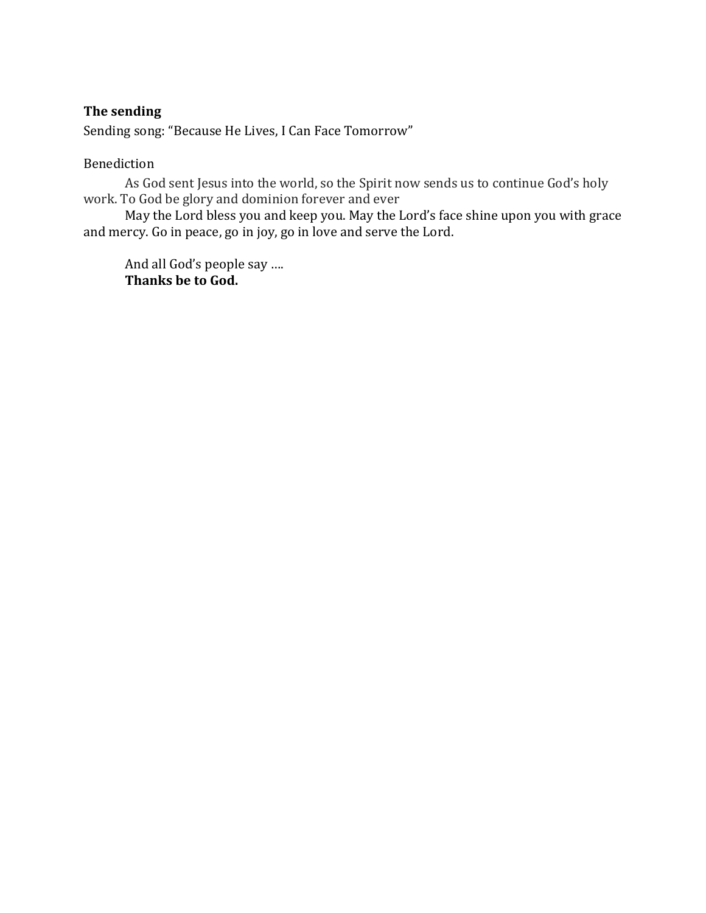**The sending**

Sending song: "Because He Lives, I Can Face Tomorrow"

Benediction

As God sent Jesus into the world, so the Spirit now sends us to continue God's holy work. To God be glory and dominion forever and ever

May the Lord bless you and keep you. May the Lord's face shine upon you with grace and mercy. Go in peace, go in joy, go in love and serve the Lord.

And all God's people say ….

**Thanks be to God.**